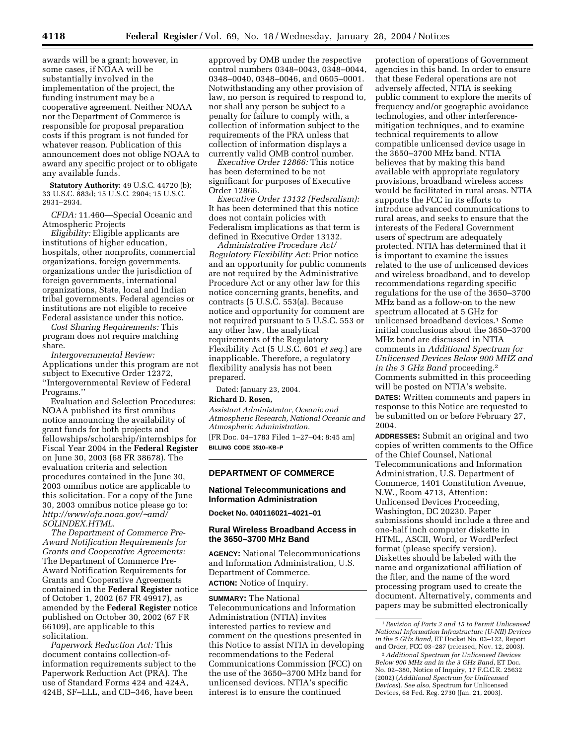awards will be a grant; however, in some cases, if NOAA will be substantially involved in the implementation of the project, the funding instrument may be a cooperative agreement. Neither NOAA nor the Department of Commerce is responsible for proposal preparation costs if this program is not funded for whatever reason. Publication of this announcement does not oblige NOAA to award any specific project or to obligate any available funds.

**Statutory Authority:** 49 U.S.C. 44720 (b); 33 U.S.C. 883d; 15 U.S.C. 2904; 15 U.S.C. 2931–2934.

*CFDA:* 11.460—Special Oceanic and Atmospheric Projects

*Eligibility:* Eligible applicants are institutions of higher education, hospitals, other nonprofits, commercial organizations, foreign governments, organizations under the jurisdiction of foreign governments, international organizations, State, local and Indian tribal governments. Federal agencies or institutions are not eligible to receive Federal assistance under this notice.

*Cost Sharing Requirements:* This program does not require matching share.

*Intergovernmental Review:* Applications under this program are not subject to Executive Order 12372, ''Intergovernmental Review of Federal Programs.''

Evaluation and Selection Procedures: NOAA published its first omnibus notice announcing the availability of grant funds for both projects and fellowships/scholarship/internships for Fiscal Year 2004 in the **Federal Register** on June 30, 2003 (68 FR 38678). The evaluation criteria and selection procedures contained in the June 30, 2003 omnibus notice are applicable to this solicitation. For a copy of the June 30, 2003 omnibus notice please go to: *http://www/ofa.noaa.gov/~amd/SOLINDEX.HTML.*

*The Department of Commerce Pre-Award Notification Requirements for Grants and Cooperative Agreements:* The Department of Commerce Pre-Award Notification Requirements for Grants and Cooperative Agreements contained in the **Federal Register** notice of October 1, 2002 (67 FR 49917), as amended by the **Federal Register** notice published on October 30, 2002 (67 FR 66109), are applicable to this solicitation.

*Paperwork Reduction Act:* This document contains collection-of-information requirements subject to the Paperwork Reduction Act (PRA). The use of Standard Forms 424 and 424A, 424B, SF–LLL, and CD–346, have been approved by OMB under the respective control numbers 0348–0043, 0348–0044, 0348–0040, 0348–0046, and 0605–0001. Notwithstanding any other provision of law, no person is required to respond to, nor shall any person be subject to a penalty for failure to comply with, a collection of information subject to the requirements of the PRA unless that collection of information displays a currently valid OMB control number.

*Executive Order 12866:* This notice has been determined to be not significant for purposes of Executive Order 12866.

*Executive Order 13132 (Federalism):* It has been determined that this notice does not contain policies with Federalism implications as that term is defined in Executive Order 13132.

*Administrative Procedure Act/Regulatory Flexibility Act:* Prior notice and an opportunity for public comments are not required by the Administrative Procedure Act or any other law for this notice concerning grants, benefits, and contracts (5 U.S.C. 553(a). Because notice and opportunity for comment are not required pursuant to 5 U.S.C. 553 or any other law, the analytical requirements of the Regulatory Flexibility Act (5 U.S.C. 601 *et seq.*) are inapplicable. Therefore, a regulatory flexibility analysis has not been prepared.

Dated: January 23, 2004.

**Richard D. Rosen,**

*Assistant Administrator, Oceanic and Atmospheric Research, National Oceanic and Atmospheric Administration.*

[FR Doc. 04–1783 Filed 1–27–04; 8:45 am]

**BILLING CODE 3510–KB–P**

## DEPARTMENT OF COMMERCE

### National Telecommunications and Information Administration

**Docket No. 040116021–4021–01**

### Rural Wireless Broadband Access in the 3650–3700 MHz Band

**AGENCY:** National Telecommunications and Information Administration, U.S. Department of Commerce.

**ACTION:** Notice of Inquiry.

**SUMMARY:** The National Telecommunications and Information Administration (NTIA) invites interested parties to review and comment on the questions presented in this Notice to assist NTIA in developing recommendations to the Federal Communications Commission (FCC) on the use of the 3650–3700 MHz band for unlicensed devices. NTIA's specific interest is to ensure the continued protection of operations of Government agencies in this band. In order to ensure that these Federal operations are not adversely affected, NTIA is seeking public comment to explore the merits of frequency and/or geographic avoidance technologies, and other interference-mitigation techniques, and to examine technical requirements to allow compatible unlicensed device usage in the 3650–3700 MHz band. NTIA believes that by making this band available with appropriate regulatory provisions, broadband wireless access would be facilitated in rural areas. NTIA supports the FCC in its efforts to introduce advanced communications to rural areas, and seeks to ensure that the interests of the Federal Government users of spectrum are adequately protected. NTIA has determined that it is important to examine the issues related to the use of unlicensed devices and wireless broadband, and to develop recommendations regarding specific regulations for the use of the 3650–3700 MHz band as a follow-on to the new spectrum allocated at 5 GHz for unlicensed broadband devices.[1] Some initial conclusions about the 3650–3700 MHz band are discussed in NTIA comments in *Additional Spectrum for Unlicensed Devices Below 900 MHZ and in the 3 GHz Band* proceeding.[2] Comments submitted in this proceeding will be posted on NTIA's website.

**DATES:** Written comments and papers in response to this Notice are requested to be submitted on or before February 27, 2004.

**ADDRESSES:** Submit an original and two copies of written comments to the Office of the Chief Counsel, National Telecommunications and Information Administration, U.S. Department of Commerce, 1401 Constitution Avenue, N.W., Room 4713, Attention: Unlicensed Devices Proceeding, Washington, DC 20230. Paper submissions should include a three and one-half inch computer diskette in HTML, ASCII, Word, or WordPerfect format (please specify version). Diskettes should be labeled with the name and organizational affiliation of the filer, and the name of the word processing program used to create the document. Alternatively, comments and papers may be submitted electronically

[1] *Revision of Parts 2 and 15 to Permit Unlicensed National Information Infrastructure (U-NII) Devices in the 5 GHz Band*, ET Docket No. 03–122, Report and Order, FCC 03–287 (released, Nov. 12, 2003).

[2] *Additional Spectrum for Unlicensed Devices Below 900 MHz and in the 3 GHz Band*, ET Doc. No. 02–380, Notice of Inquiry, 17 F.C.C.R. 25632 (2002) (*Additional Spectrum for Unlicensed Devices*). *See also*, Spectrum for Unlicensed Devices, 68 Fed. Reg. 2730 (Jan. 21, 2003).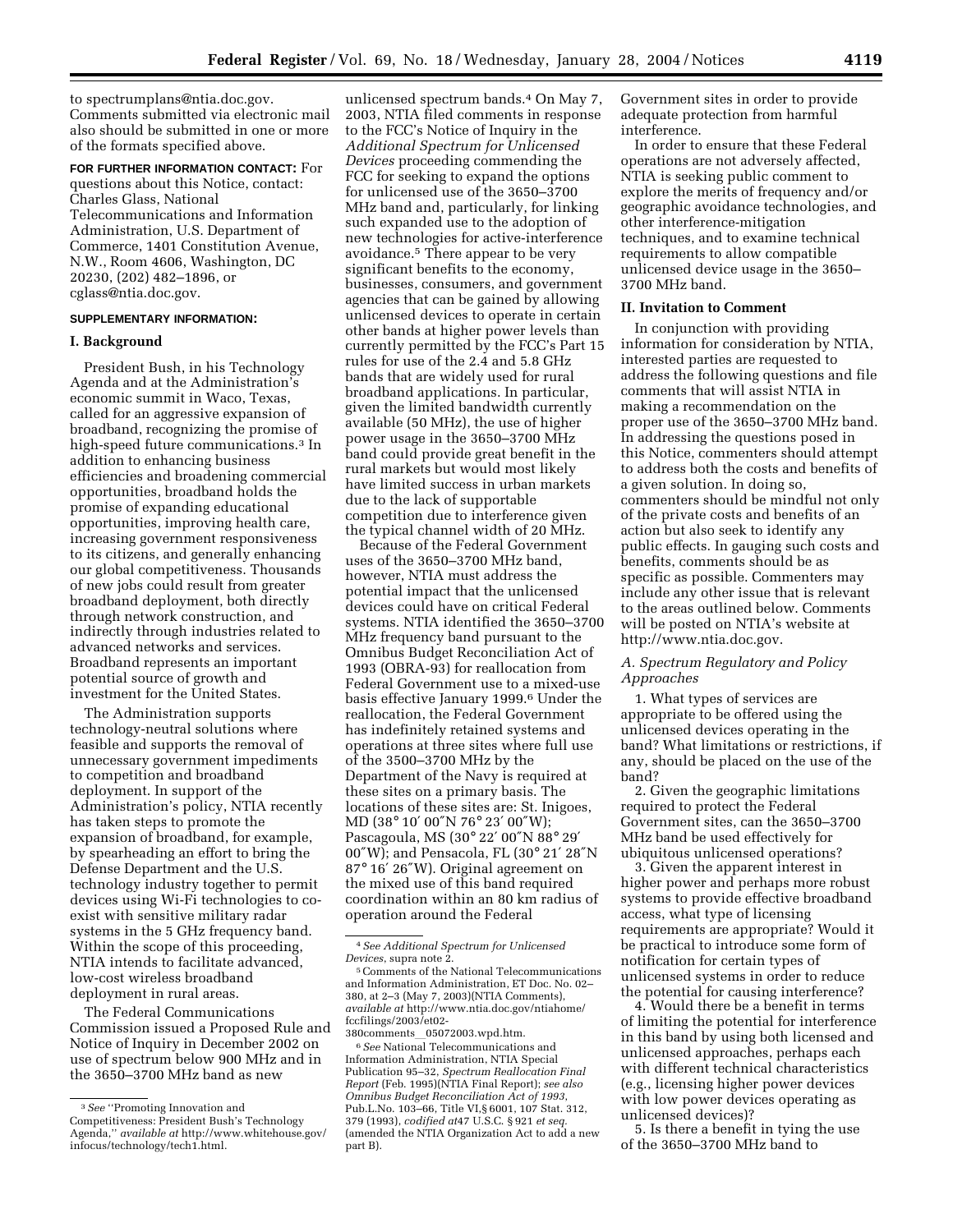to spectrumplans@ntia.doc.gov. Comments submitted via electronic mail also should be submitted in one or more of the formats specified above.

**FOR FURTHER INFORMATION CONTACT:** For questions about this Notice, contact: Charles Glass, National Telecommunications and Information Administration, U.S. Department of Commerce, 1401 Constitution Avenue, N.W., Room 4606, Washington, DC 20230, (202) 482–1896, or cglass@ntia.doc.gov.

**SUPPLEMENTARY INFORMATION:**

## I. Background

President Bush, in his Technology Agenda and at the Administration's economic summit in Waco, Texas, called for an aggressive expansion of broadband, recognizing the promise of high-speed future communications.[3] In addition to enhancing business efficiencies and broadening commercial opportunities, broadband holds the promise of expanding educational opportunities, improving health care, increasing government responsiveness to its citizens, and generally enhancing our global competitiveness. Thousands of new jobs could result from greater broadband deployment, both directly through network construction, and indirectly through industries related to advanced networks and services. Broadband represents an important potential source of growth and investment for the United States.

The Administration supports technology-neutral solutions where feasible and supports the removal of unnecessary government impediments to competition and broadband deployment. In support of the Administration's policy, NTIA recently has taken steps to promote the expansion of broadband, for example, by spearheading an effort to bring the Defense Department and the U.S. technology industry together to permit devices using Wi-Fi technologies to co-exist with sensitive military radar systems in the 5 GHz frequency band. Within the scope of this proceeding, NTIA intends to facilitate advanced, low-cost wireless broadband deployment in rural areas.

The Federal Communications Commission issued a Proposed Rule and Notice of Inquiry in December 2002 on use of spectrum below 900 MHz and in the 3650–3700 MHz band as new unlicensed spectrum bands.[4] On May 7, 2003, NTIA filed comments in response to the FCC's Notice of Inquiry in the *Additional Spectrum for Unlicensed Devices* proceeding commending the FCC for seeking to expand the options for unlicensed use of the 3650–3700 MHz band and, particularly, for linking such expanded use to the adoption of new technologies for active-interference avoidance.[5] There appear to be very significant benefits to the economy, businesses, consumers, and government agencies that can be gained by allowing unlicensed devices to operate in certain other bands at higher power levels than currently permitted by the FCC's Part 15 rules for use of the 2.4 and 5.8 GHz bands that are widely used for rural broadband applications. In particular, given the limited bandwidth currently available (50 MHz), the use of higher power usage in the 3650–3700 MHz band could provide great benefit in the rural markets but would most likely have limited success in urban markets due to the lack of supportable competition due to interference given the typical channel width of 20 MHz.

Because of the Federal Government uses of the 3650–3700 MHz band, however, NTIA must address the potential impact that the unlicensed devices could have on critical Federal systems. NTIA identified the 3650–3700 MHz frequency band pursuant to the Omnibus Budget Reconciliation Act of 1993 (OBRA-93) for reallocation from Federal Government use to a mixed-use basis effective January 1999.[6] Under the reallocation, the Federal Government has indefinitely retained systems and operations at three sites where full use of the 3500–3700 MHz by the Department of the Navy is required at these sites on a primary basis. The locations of these sites are: St. Inigoes, MD (38° 10′ 00″N 76° 23′ 00″W); Pascagoula, MS (30° 22′ 00″N 88° 29′ 00″W); and Pensacola, FL (30° 21′ 28″N 87° 16′ 26″W). Original agreement on the mixed use of this band required coordination within an 80 km radius of operation around the Federal Government sites in order to provide adequate protection from harmful interference.

In order to ensure that these Federal operations are not adversely affected, NTIA is seeking public comment to explore the merits of frequency and/or geographic avoidance technologies, and other interference-mitigation techniques, and to examine technical requirements to allow compatible unlicensed device usage in the 3650–3700 MHz band.

## II. Invitation to Comment

In conjunction with providing information for consideration by NTIA, interested parties are requested to address the following questions and file comments that will assist NTIA in making a recommendation on the proper use of the 3650–3700 MHz band. In addressing the questions posed in this Notice, commenters should attempt to address both the costs and benefits of a given solution. In doing so, commenters should be mindful not only of the private costs and benefits of an action but also seek to identify any public effects. In gauging such costs and benefits, comments should be as specific as possible. Commenters may include any other issue that is relevant to the areas outlined below. Comments will be posted on NTIA's website at http://www.ntia.doc.gov.

### *A. Spectrum Regulatory and Policy Approaches*

1. What types of services are appropriate to be offered using the unlicensed devices operating in the band? What limitations or restrictions, if any, should be placed on the use of the band?

2. Given the geographic limitations required to protect the Federal Government sites, can the 3650–3700 MHz band be used effectively for ubiquitous unlicensed operations?

3. Given the apparent interest in higher power and perhaps more robust systems to provide effective broadband access, what type of licensing requirements are appropriate? Would it be practical to introduce some form of notification for certain types of unlicensed systems in order to reduce the potential for causing interference?

4. Would there be a benefit in terms of limiting the potential for interference in this band by using both licensed and unlicensed approaches, perhaps each with different technical characteristics (e.g., licensing higher power devices with low power devices operating as unlicensed devices)?

5. Is there a benefit in tying the use of the 3650–3700 MHz band to

---

[3] *See* "Promoting Innovation and Competitiveness: President Bush's Technology Agenda," *available at* http://www.whitehouse.gov/infocus/technology/tech1.html.

[4] *See Additional Spectrum for Unlicensed Devices*, supra note 2.

[5] Comments of the National Telecommunications and Information Administration, ET Doc. No. 02–380, at 2–3 (May 7, 2003)(NTIA Comments), *available at* http://www.ntia.doc.gov/ntiahome/fccfilings/2003/et02-380comments_05072003.wpd.htm.

[6] *See* National Telecommunications and Information Administration, NTIA Special Publication 95–32, *Spectrum Reallocation Final Report* (Feb. 1995)(NTIA Final Report); *see also Omnibus Budget Reconciliation Act of 1993*, Pub.L.No. 103–66, Title VI,§ 6001, 107 Stat. 312, 379 (1993), *codified at*47 U.S.C. § 921 *et seq.* (amended the NTIA Organization Act to add a new part B).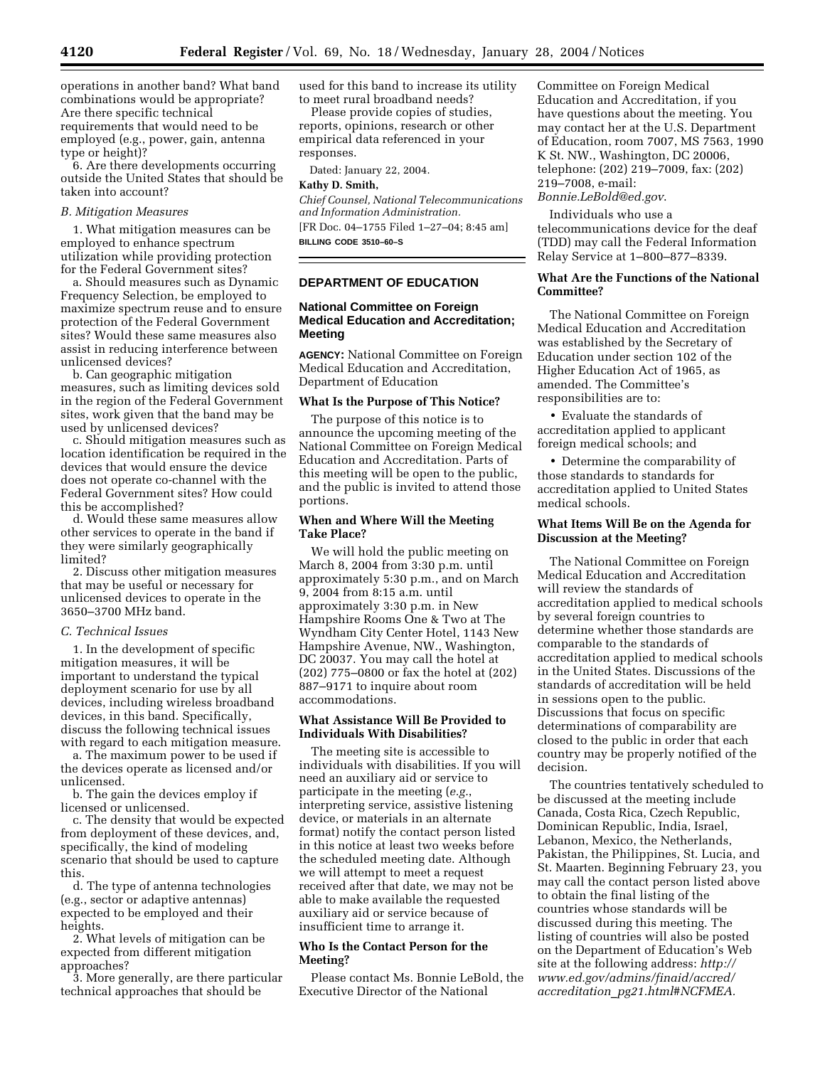operations in another band? What band combinations would be appropriate? Are there specific technical requirements that would need to be employed (e.g., power, gain, antenna type or height)?

6. Are there developments occurring outside the United States that should be taken into account?

*B. Mitigation Measures*

1. What mitigation measures can be employed to enhance spectrum utilization while providing protection for the Federal Government sites?

a. Should measures such as Dynamic Frequency Selection, be employed to maximize spectrum reuse and to ensure protection of the Federal Government sites? Would these same measures also assist in reducing interference between unlicensed devices?

b. Can geographic mitigation measures, such as limiting devices sold in the region of the Federal Government sites, work given that the band may be used by unlicensed devices?

c. Should mitigation measures such as location identification be required in the devices that would ensure the device does not operate co-channel with the Federal Government sites? How could this be accomplished?

d. Would these same measures allow other services to operate in the band if they were similarly geographically limited?

2. Discuss other mitigation measures that may be useful or necessary for unlicensed devices to operate in the 3650–3700 MHz band.

*C. Technical Issues*

1. In the development of specific mitigation measures, it will be important to understand the typical deployment scenario for use by all devices, including wireless broadband devices, in this band. Specifically, discuss the following technical issues with regard to each mitigation measure.

a. The maximum power to be used if the devices operate as licensed and/or unlicensed.

b. The gain the devices employ if licensed or unlicensed.

c. The density that would be expected from deployment of these devices, and, specifically, the kind of modeling scenario that should be used to capture this.

d. The type of antenna technologies (e.g., sector or adaptive antennas) expected to be employed and their heights.

2. What levels of mitigation can be expected from different mitigation approaches?

3. More generally, are there particular technical approaches that should be used for this band to increase its utility to meet rural broadband needs?

Please provide copies of studies, reports, opinions, research or other empirical data referenced in your responses.

Dated: January 22, 2004.

**Kathy D. Smith,**

*Chief Counsel, National Telecommunications and Information Administration.*

[FR Doc. 04–1755 Filed 1–27–04; 8:45 am]

**BILLING CODE 3510–60–S**

---

## DEPARTMENT OF EDUCATION

### National Committee on Foreign Medical Education and Accreditation; Meeting

**AGENCY:** National Committee on Foreign Medical Education and Accreditation, Department of Education

#### What Is the Purpose of This Notice?

The purpose of this notice is to announce the upcoming meeting of the National Committee on Foreign Medical Education and Accreditation. Parts of this meeting will be open to the public, and the public is invited to attend those portions.

#### When and Where Will the Meeting Take Place?

We will hold the public meeting on March 8, 2004 from 3:30 p.m. until approximately 5:30 p.m., and on March 9, 2004 from 8:15 a.m. until approximately 3:30 p.m. in New Hampshire Rooms One & Two at The Wyndham City Center Hotel, 1143 New Hampshire Avenue, NW., Washington, DC 20037. You may call the hotel at (202) 775–0800 or fax the hotel at (202) 887–9171 to inquire about room accommodations.

#### What Assistance Will Be Provided to Individuals With Disabilities?

The meeting site is accessible to individuals with disabilities. If you will need an auxiliary aid or service to participate in the meeting (*e.g.*, interpreting service, assistive listening device, or materials in an alternate format) notify the contact person listed in this notice at least two weeks before the scheduled meeting date. Although we will attempt to meet a request received after that date, we may not be able to make available the requested auxiliary aid or service because of insufficient time to arrange it.

#### Who Is the Contact Person for the Meeting?

Please contact Ms. Bonnie LeBold, the Executive Director of the National Committee on Foreign Medical Education and Accreditation, if you have questions about the meeting. You may contact her at the U.S. Department of Education, room 7007, MS 7563, 1990 K St. NW., Washington, DC 20006, telephone: (202) 219–7009, fax: (202) 219–7008, e-mail: *Bonnie.LeBold@ed.gov*.

Individuals who use a telecommunications device for the deaf (TDD) may call the Federal Information Relay Service at 1–800–877–8339.

#### What Are the Functions of the National Committee?

The National Committee on Foreign Medical Education and Accreditation was established by the Secretary of Education under section 102 of the Higher Education Act of 1965, as amended. The Committee's responsibilities are to:

- Evaluate the standards of accreditation applied to applicant foreign medical schools; and
- Determine the comparability of those standards to standards for accreditation applied to United States medical schools.

#### What Items Will Be on the Agenda for Discussion at the Meeting?

The National Committee on Foreign Medical Education and Accreditation will review the standards of accreditation applied to medical schools by several foreign countries to determine whether those standards are comparable to the standards of accreditation applied to medical schools in the United States. Discussions of the standards of accreditation will be held in sessions open to the public. Discussions that focus on specific determinations of comparability are closed to the public in order that each country may be properly notified of the decision.

The countries tentatively scheduled to be discussed at the meeting include Canada, Costa Rica, Czech Republic, Dominican Republic, India, Israel, Lebanon, Mexico, the Netherlands, Pakistan, the Philippines, St. Lucia, and St. Maarten. Beginning February 23, you may call the contact person listed above to obtain the final listing of the countries whose standards will be discussed during this meeting. The listing of countries will also be posted on the Department of Education's Web site at the following address: *http://www.ed.gov/admins/finaid/accred/accreditation_pg21.html#NCFMEA.*